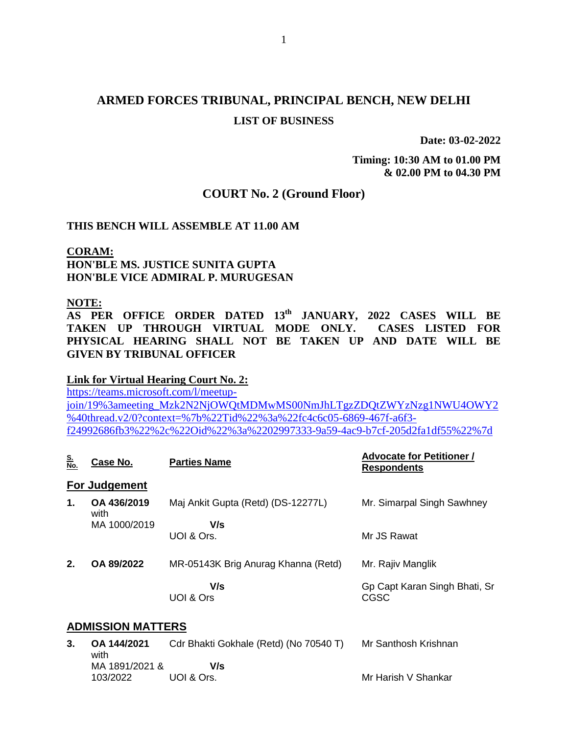# ARMED FORCES TRIBUNAL, PRINCIPAL BENCH, NEW DELHI

## LIST OF BUSINESS

**Date: 03-02-2022**

**Timing: 10:30 AM to 01.00 PM**
**& 02.00 PM to 04.30 PM**

## COURT No. 2 (Ground Floor)

**THIS BENCH WILL ASSEMBLE AT 11.00 AM**

**CORAM:**
**HON'BLE MS. JUSTICE SUNITA GUPTA**
**HON'BLE VICE ADMIRAL P. MURUGESAN**

**NOTE:**
**AS PER OFFICE ORDER DATED 13th JANUARY, 2022 CASES WILL BE TAKEN UP THROUGH VIRTUAL MODE ONLY. CASES LISTED FOR PHYSICAL HEARING SHALL NOT BE TAKEN UP AND DATE WILL BE GIVEN BY TRIBUNAL OFFICER**

**Link for Virtual Hearing Court No. 2:**
https://teams.microsoft.com/l/meetup-join/19%3ameeting_Mzk2N2NjOWQtMDMwMS00NmJhLTgzZDQtZWYzNzg1NWU4OWY2%40thread.v2/0?context=%7b%22Tid%22%3a%22fc4c6c05-6869-467f-a6f3-f24992686fb3%22%2c%22Oid%22%3a%2202997333-9a59-4ac9-b7cf-205d2fa1df55%22%7d

| S. No. | Case No. | Parties Name | Advocate for Petitioner / Respondents |
|---|---|---|---|
| **For Judgement** | | | |
| **1.** | **OA 436/2019** with MA 1000/2019 | Maj Ankit Gupta (Retd) (DS-12277L) **V/s** UOI & Ors. | Mr. Simarpal Singh Sawhney<br>Mr JS Rawat |
| **2.** | **OA 89/2022** | MR-05143K Brig Anurag Khanna (Retd) **V/s** UOI & Ors | Mr. Rajiv Manglik<br>Gp Capt Karan Singh Bhati, Sr CGSC |
| **ADMISSION MATTERS** | | | |
| **3.** | **OA 144/2021** with MA 1891/2021 & 103/2022 | Cdr Bhakti Gokhale (Retd) (No 70540 T) **V/s** UOI & Ors. | Mr Santhosh Krishnan<br>Mr Harish V Shankar |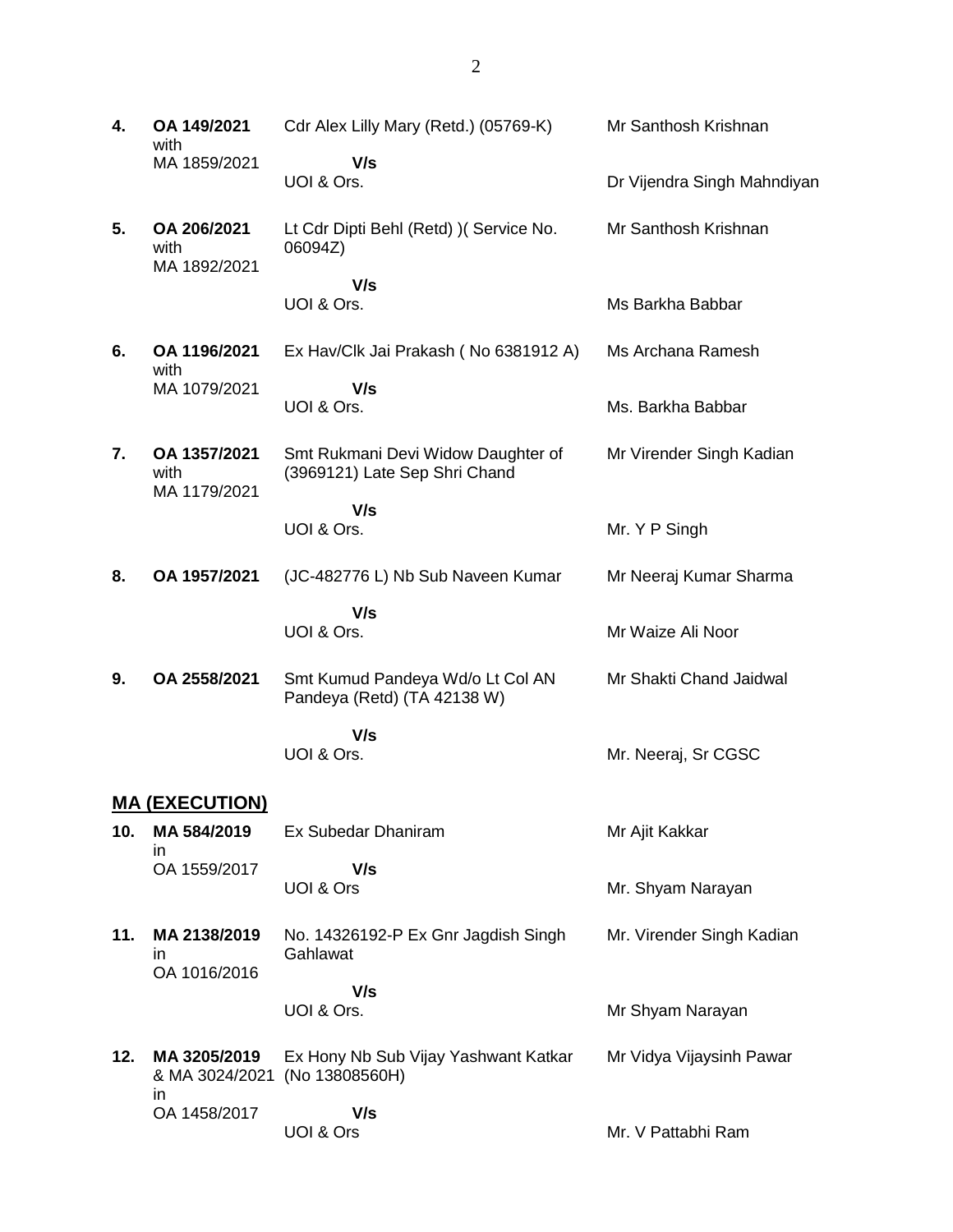| | | | |
|---|---|---|---|
| **4.** | **OA 149/2021** with MA 1859/2021 | Cdr Alex Lilly Mary (Retd.) (05769-K)<br>**V/s**<br>UOI & Ors. | Mr Santhosh Krishnan<br><br>Dr Vijendra Singh Mahndiyan |
| **5.** | **OA 206/2021** with MA 1892/2021 | Lt Cdr Dipti Behl (Retd) )( Service No. 06094Z)<br>**V/s**<br>UOI & Ors. | Mr Santhosh Krishnan<br><br>Ms Barkha Babbar |
| **6.** | **OA 1196/2021** with MA 1079/2021 | Ex Hav/Clk Jai Prakash ( No 6381912 A)<br>**V/s**<br>UOI & Ors. | Ms Archana Ramesh<br><br>Ms. Barkha Babbar |
| **7.** | **OA 1357/2021** with MA 1179/2021 | Smt Rukmani Devi Widow Daughter of (3969121) Late Sep Shri Chand<br>**V/s**<br>UOI & Ors. | Mr Virender Singh Kadian<br><br>Mr. Y P Singh |
| **8.** | **OA 1957/2021** | (JC-482776 L) Nb Sub Naveen Kumar<br>**V/s**<br>UOI & Ors. | Mr Neeraj Kumar Sharma<br><br>Mr Waize Ali Noor |
| **9.** | **OA 2558/2021** | Smt Kumud Pandeya Wd/o Lt Col AN Pandeya (Retd) (TA 42138 W)<br>**V/s**<br>UOI & Ors. | Mr Shakti Chand Jaidwal<br><br>Mr. Neeraj, Sr CGSC |

## MA (EXECUTION)

| | | | |
|---|---|---|---|
| **10.** | **MA 584/2019** in OA 1559/2017 | Ex Subedar Dhaniram<br>**V/s**<br>UOI & Ors | Mr Ajit Kakkar<br><br>Mr. Shyam Narayan |
| **11.** | **MA 2138/2019** in OA 1016/2016 | No. 14326192-P Ex Gnr Jagdish Singh Gahlawat<br>**V/s**<br>UOI & Ors. | Mr. Virender Singh Kadian<br><br>Mr Shyam Narayan |
| **12.** | **MA 3205/2019** & MA 3024/2021 in OA 1458/2017 | Ex Hony Nb Sub Vijay Yashwant Katkar (No 13808560H)<br>**V/s**<br>UOI & Ors | Mr Vidya Vijaysinh Pawar<br><br>Mr. V Pattabhi Ram |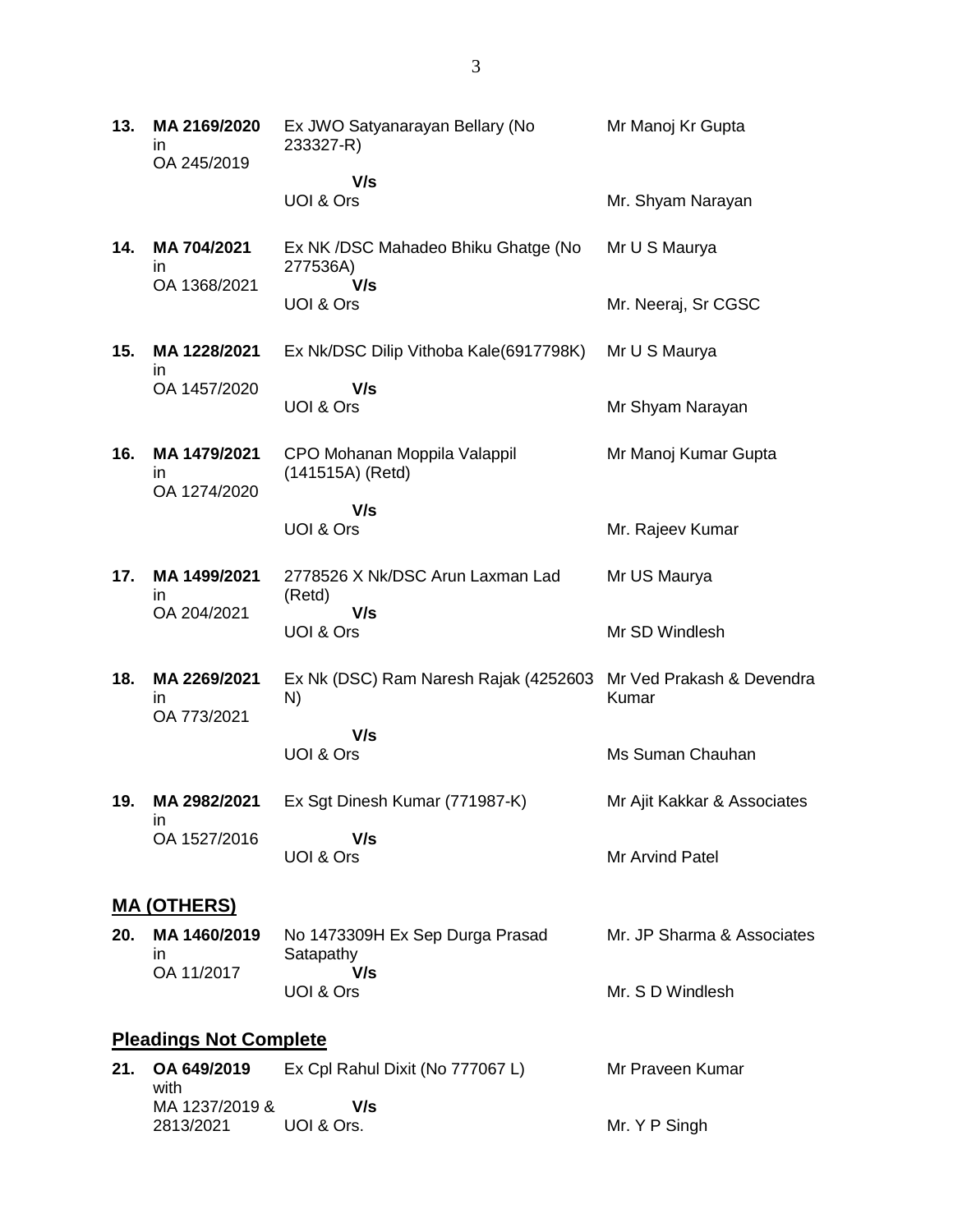| | | | |
|---|---|---|---|
| **13.** | **MA 2169/2020** in OA 245/2019 | Ex JWO Satyanarayan Bellary (No 233327-R) **V/s** UOI & Ors | Mr Manoj Kr Gupta<br><br>Mr. Shyam Narayan |
| **14.** | **MA 704/2021** in OA 1368/2021 | Ex NK /DSC Mahadeo Bhiku Ghatge (No 277536A) **V/s** UOI & Ors | Mr U S Maurya<br><br>Mr. Neeraj, Sr CGSC |
| **15.** | **MA 1228/2021** in OA 1457/2020 | Ex Nk/DSC Dilip Vithoba Kale(6917798K) **V/s** UOI & Ors | Mr U S Maurya<br><br>Mr Shyam Narayan |
| **16.** | **MA 1479/2021** in OA 1274/2020 | CPO Mohanan Moppila Valappil (141515A) (Retd) **V/s** UOI & Ors | Mr Manoj Kumar Gupta<br><br>Mr. Rajeev Kumar |
| **17.** | **MA 1499/2021** in OA 204/2021 | 2778526 X Nk/DSC Arun Laxman Lad (Retd) **V/s** UOI & Ors | Mr US Maurya<br><br>Mr SD Windlesh |
| **18.** | **MA 2269/2021** in OA 773/2021 | Ex Nk (DSC) Ram Naresh Rajak (4252603 N) **V/s** UOI & Ors | Mr Ved Prakash & Devendra Kumar<br><br>Ms Suman Chauhan |
| **19.** | **MA 2982/2021** in OA 1527/2016 | Ex Sgt Dinesh Kumar (771987-K) **V/s** UOI & Ors | Mr Ajit Kakkar & Associates<br><br>Mr Arvind Patel |

## MA (OTHERS)

| | | | |
|---|---|---|---|
| **20.** | **MA 1460/2019** in OA 11/2017 | No 1473309H Ex Sep Durga Prasad Satapathy **V/s** UOI & Ors | Mr. JP Sharma & Associates<br><br>Mr. S D Windlesh |

## Pleadings Not Complete

| | | | |
|---|---|---|---|
| **21.** | **OA 649/2019** with MA 1237/2019 & 2813/2021 | Ex Cpl Rahul Dixit (No 777067 L) **V/s** UOI & Ors. | Mr Praveen Kumar<br><br>Mr. Y P Singh |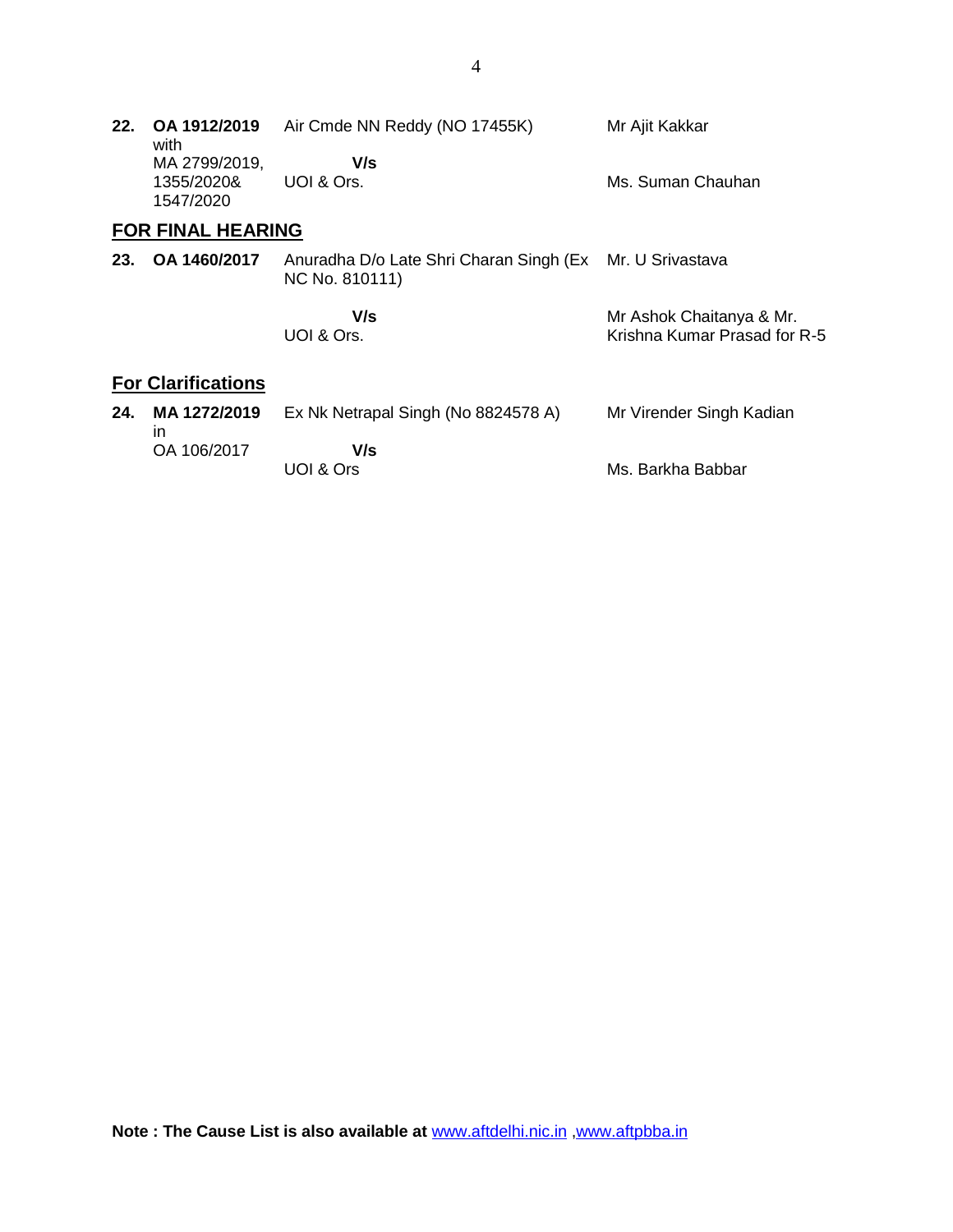| | | | |
|---|---|---|---|
| **22.** | **OA 1912/2019** with MA 2799/2019, 1355/2020& 1547/2020 | Air Cmde NN Reddy (NO 17455K) **V/s** UOI & Ors. | Mr Ajit Kakkar<br><br>Ms. Suman Chauhan |

## FOR FINAL HEARING

| | | | |
|---|---|---|---|
| **23.** | **OA 1460/2017** | Anuradha D/o Late Shri Charan Singh (Ex NC No. 810111)<br><br>**V/s**<br>UOI & Ors. | Mr. U Srivastava<br><br>Mr Ashok Chaitanya & Mr. Krishna Kumar Prasad for R-5 |

## For Clarifications

| | | | |
|---|---|---|---|
| **24.** | **MA 1272/2019** in OA 106/2017 | Ex Nk Netrapal Singh (No 8824578 A)<br><br>**V/s**<br>UOI & Ors | Mr Virender Singh Kadian<br><br>Ms. Barkha Babbar |

**Note : The Cause List is also available at** www.aftdelhi.nic.in ,www.aftpbba.in